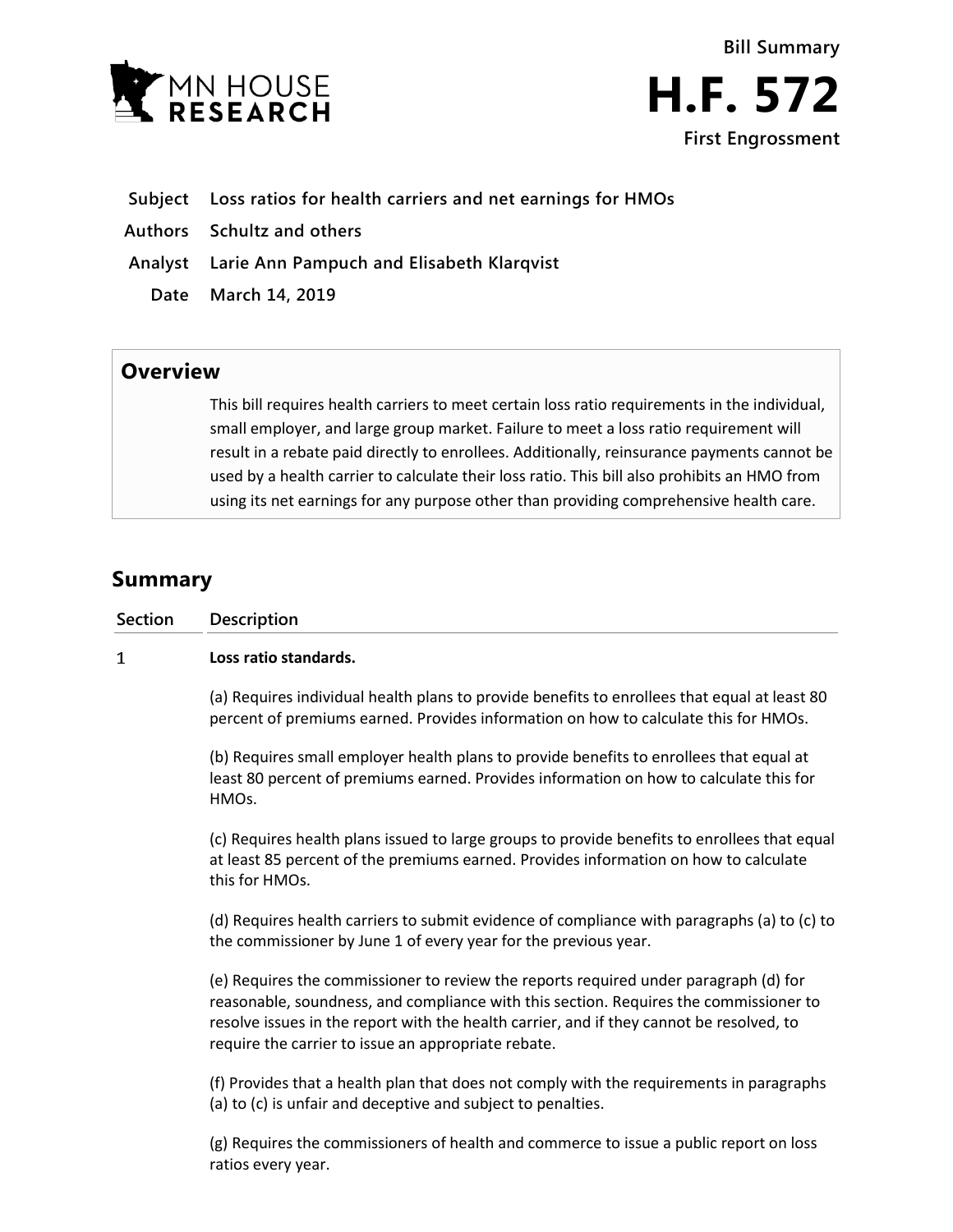Bill Summary

# H.F. 572

**First Engrossment**

| | |
|---|---|
| **Subject** | **Loss ratios for health carriers and net earnings for HMOs** |
| **Authors** | **Schultz and others** |
| **Analyst** | **Larie Ann Pampuch and Elisabeth Klarqvist** |
| **Date** | **March 14, 2019** |

## Overview

This bill requires health carriers to meet certain loss ratio requirements in the individual, small employer, and large group market. Failure to meet a loss ratio requirement will result in a rebate paid directly to enrollees. Additionally, reinsurance payments cannot be used by a health carrier to calculate their loss ratio. This bill also prohibits an HMO from using its net earnings for any purpose other than providing comprehensive health care.

## Summary

| Section | Description |
|---|---|
| 1 | **Loss ratio standards.** |
| | (a) Requires individual health plans to provide benefits to enrollees that equal at least 80 percent of premiums earned. Provides information on how to calculate this for HMOs. |
| | (b) Requires small employer health plans to provide benefits to enrollees that equal at least 80 percent of premiums earned. Provides information on how to calculate this for HMOs. |
| | (c) Requires health plans issued to large groups to provide benefits to enrollees that equal at least 85 percent of the premiums earned. Provides information on how to calculate this for HMOs. |
| | (d) Requires health carriers to submit evidence of compliance with paragraphs (a) to (c) to the commissioner by June 1 of every year for the previous year. |
| | (e) Requires the commissioner to review the reports required under paragraph (d) for reasonable, soundness, and compliance with this section. Requires the commissioner to resolve issues in the report with the health carrier, and if they cannot be resolved, to require the carrier to issue an appropriate rebate. |
| | (f) Provides that a health plan that does not comply with the requirements in paragraphs (a) to (c) is unfair and deceptive and subject to penalties. |
| | (g) Requires the commissioners of health and commerce to issue a public report on loss ratios every year. |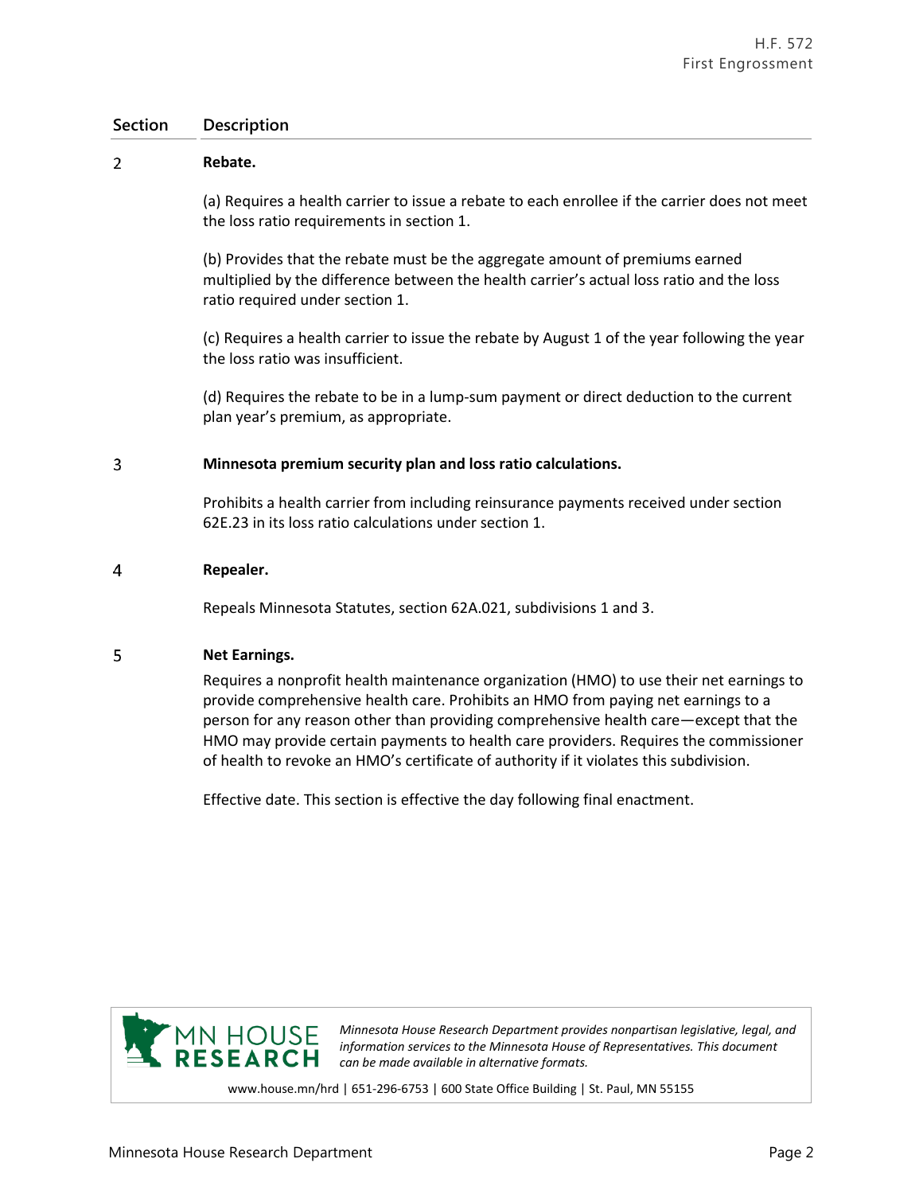| Section | Description |
|---|---|
| 2 | **Rebate.**<br><br>(a) Requires a health carrier to issue a rebate to each enrollee if the carrier does not meet the loss ratio requirements in section 1.<br><br>(b) Provides that the rebate must be the aggregate amount of premiums earned multiplied by the difference between the health carrier's actual loss ratio and the loss ratio required under section 1.<br><br>(c) Requires a health carrier to issue the rebate by August 1 of the year following the year the loss ratio was insufficient.<br><br>(d) Requires the rebate to be in a lump-sum payment or direct deduction to the current plan year's premium, as appropriate. |
| 3 | **Minnesota premium security plan and loss ratio calculations.**<br><br>Prohibits a health carrier from including reinsurance payments received under section 62E.23 in its loss ratio calculations under section 1. |
| 4 | **Repealer.**<br><br>Repeals Minnesota Statutes, section 62A.021, subdivisions 1 and 3. |
| 5 | **Net Earnings.**<br><br>Requires a nonprofit health maintenance organization (HMO) to use their net earnings to provide comprehensive health care. Prohibits an HMO from paying net earnings to a person for any reason other than providing comprehensive health care—except that the HMO may provide certain payments to health care providers. Requires the commissioner of health to revoke an HMO's certificate of authority if it violates this subdivision.<br><br>Effective date. This section is effective the day following final enactment. |

*Minnesota House Research Department provides nonpartisan legislative, legal, and information services to the Minnesota House of Representatives. This document can be made available in alternative formats.*

www.house.mn/hrd | 651-296-6753 | 600 State Office Building | St. Paul, MN 55155